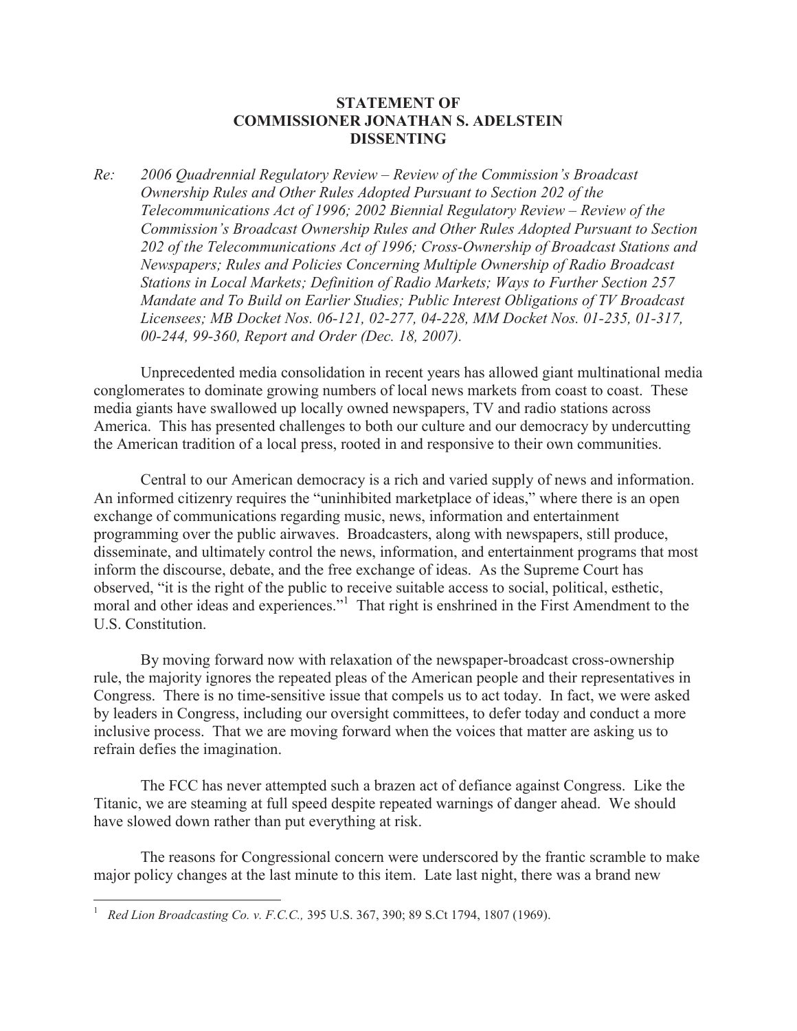**STATEMENT OF**
**COMMISSIONER JONATHAN S. ADELSTEIN**
**DISSENTING**

*Re: 2006 Quadrennial Regulatory Review – Review of the Commission's Broadcast Ownership Rules and Other Rules Adopted Pursuant to Section 202 of the Telecommunications Act of 1996; 2002 Biennial Regulatory Review – Review of the Commission's Broadcast Ownership Rules and Other Rules Adopted Pursuant to Section 202 of the Telecommunications Act of 1996; Cross-Ownership of Broadcast Stations and Newspapers; Rules and Policies Concerning Multiple Ownership of Radio Broadcast Stations in Local Markets; Definition of Radio Markets; Ways to Further Section 257 Mandate and To Build on Earlier Studies; Public Interest Obligations of TV Broadcast Licensees; MB Docket Nos. 06-121, 02-277, 04-228, MM Docket Nos. 01-235, 01-317, 00-244, 99-360, Report and Order (Dec. 18, 2007).*

Unprecedented media consolidation in recent years has allowed giant multinational media conglomerates to dominate growing numbers of local news markets from coast to coast. These media giants have swallowed up locally owned newspapers, TV and radio stations across America. This has presented challenges to both our culture and our democracy by undercutting the American tradition of a local press, rooted in and responsive to their own communities.

Central to our American democracy is a rich and varied supply of news and information. An informed citizenry requires the "uninhibited marketplace of ideas," where there is an open exchange of communications regarding music, news, information and entertainment programming over the public airwaves. Broadcasters, along with newspapers, still produce, disseminate, and ultimately control the news, information, and entertainment programs that most inform the discourse, debate, and the free exchange of ideas. As the Supreme Court has observed, "it is the right of the public to receive suitable access to social, political, esthetic, moral and other ideas and experiences."[1] That right is enshrined in the First Amendment to the U.S. Constitution.

By moving forward now with relaxation of the newspaper-broadcast cross-ownership rule, the majority ignores the repeated pleas of the American people and their representatives in Congress. There is no time-sensitive issue that compels us to act today. In fact, we were asked by leaders in Congress, including our oversight committees, to defer today and conduct a more inclusive process. That we are moving forward when the voices that matter are asking us to refrain defies the imagination.

The FCC has never attempted such a brazen act of defiance against Congress. Like the Titanic, we are steaming at full speed despite repeated warnings of danger ahead. We should have slowed down rather than put everything at risk.

The reasons for Congressional concern were underscored by the frantic scramble to make major policy changes at the last minute to this item. Late last night, there was a brand new

---

[1] *Red Lion Broadcasting Co. v. F.C.C.,* 395 U.S. 367, 390; 89 S.Ct 1794, 1807 (1969).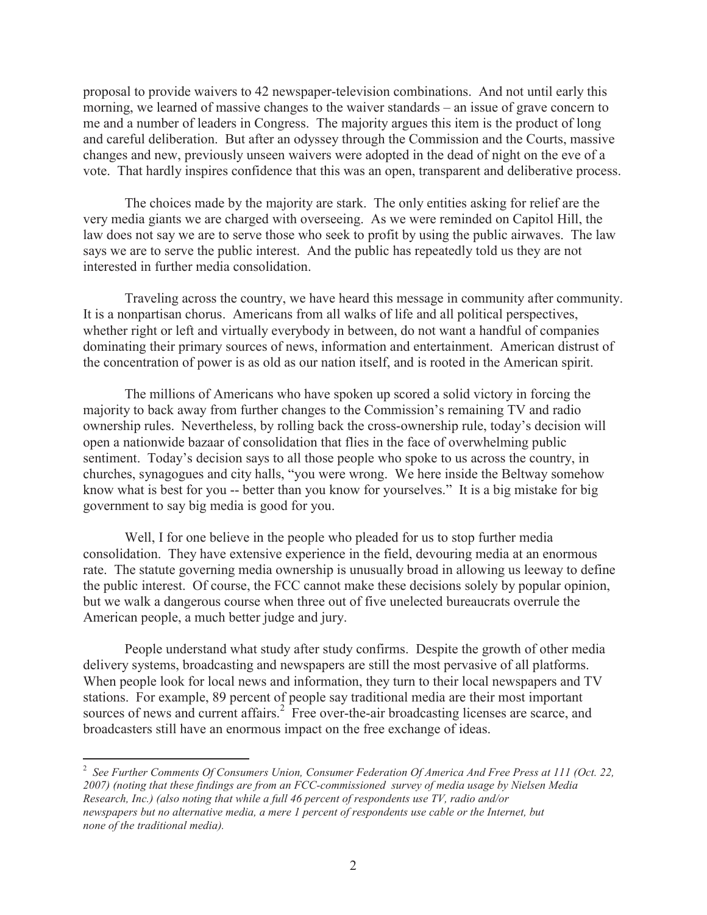proposal to provide waivers to 42 newspaper-television combinations. And not until early this morning, we learned of massive changes to the waiver standards – an issue of grave concern to me and a number of leaders in Congress. The majority argues this item is the product of long and careful deliberation. But after an odyssey through the Commission and the Courts, massive changes and new, previously unseen waivers were adopted in the dead of night on the eve of a vote. That hardly inspires confidence that this was an open, transparent and deliberative process.

The choices made by the majority are stark. The only entities asking for relief are the very media giants we are charged with overseeing. As we were reminded on Capitol Hill, the law does not say we are to serve those who seek to profit by using the public airwaves. The law says we are to serve the public interest. And the public has repeatedly told us they are not interested in further media consolidation.

Traveling across the country, we have heard this message in community after community. It is a nonpartisan chorus. Americans from all walks of life and all political perspectives, whether right or left and virtually everybody in between, do not want a handful of companies dominating their primary sources of news, information and entertainment. American distrust of the concentration of power is as old as our nation itself, and is rooted in the American spirit.

The millions of Americans who have spoken up scored a solid victory in forcing the majority to back away from further changes to the Commission's remaining TV and radio ownership rules. Nevertheless, by rolling back the cross-ownership rule, today's decision will open a nationwide bazaar of consolidation that flies in the face of overwhelming public sentiment. Today's decision says to all those people who spoke to us across the country, in churches, synagogues and city halls, "you were wrong. We here inside the Beltway somehow know what is best for you -- better than you know for yourselves." It is a big mistake for big government to say big media is good for you.

Well, I for one believe in the people who pleaded for us to stop further media consolidation. They have extensive experience in the field, devouring media at an enormous rate. The statute governing media ownership is unusually broad in allowing us leeway to define the public interest. Of course, the FCC cannot make these decisions solely by popular opinion, but we walk a dangerous course when three out of five unelected bureaucrats overrule the American people, a much better judge and jury.

People understand what study after study confirms. Despite the growth of other media delivery systems, broadcasting and newspapers are still the most pervasive of all platforms. When people look for local news and information, they turn to their local newspapers and TV stations. For example, 89 percent of people say traditional media are their most important sources of news and current affairs.[2] Free over-the-air broadcasting licenses are scarce, and broadcasters still have an enormous impact on the free exchange of ideas.

---

[2] *See Further Comments Of Consumers Union, Consumer Federation Of America And Free Press at 111 (Oct. 22, 2007) (noting that these findings are from an FCC-commissioned survey of media usage by Nielsen Media Research, Inc.) (also noting that while a full 46 percent of respondents use TV, radio and/or newspapers but no alternative media, a mere 1 percent of respondents use cable or the Internet, but none of the traditional media).*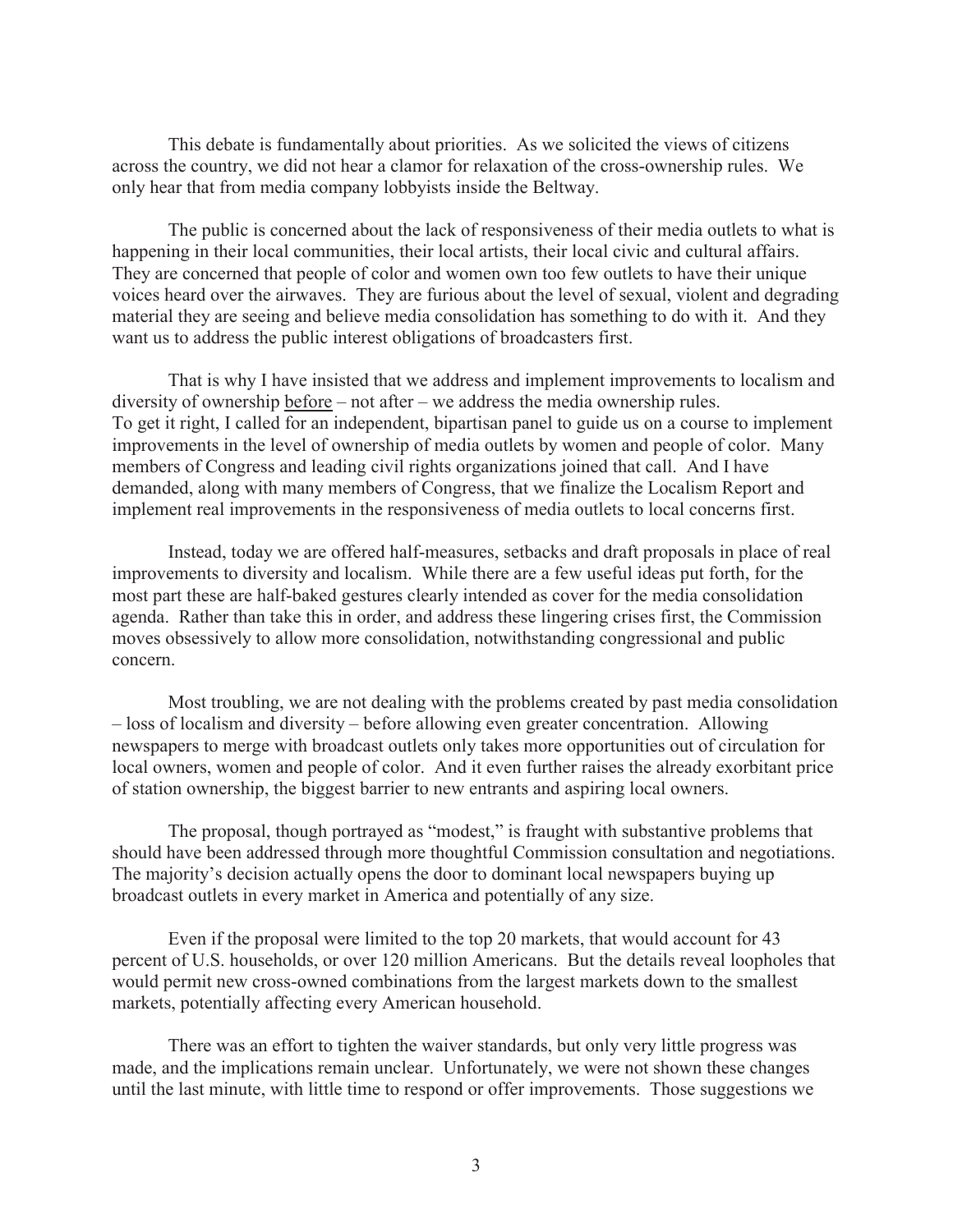This debate is fundamentally about priorities. As we solicited the views of citizens across the country, we did not hear a clamor for relaxation of the cross-ownership rules. We only hear that from media company lobbyists inside the Beltway.

The public is concerned about the lack of responsiveness of their media outlets to what is happening in their local communities, their local artists, their local civic and cultural affairs. They are concerned that people of color and women own too few outlets to have their unique voices heard over the airwaves. They are furious about the level of sexual, violent and degrading material they are seeing and believe media consolidation has something to do with it. And they want us to address the public interest obligations of broadcasters first.

That is why I have insisted that we address and implement improvements to localism and diversity of ownership <u>before</u> – not after – we address the media ownership rules. To get it right, I called for an independent, bipartisan panel to guide us on a course to implement improvements in the level of ownership of media outlets by women and people of color. Many members of Congress and leading civil rights organizations joined that call. And I have demanded, along with many members of Congress, that we finalize the Localism Report and implement real improvements in the responsiveness of media outlets to local concerns first.

Instead, today we are offered half-measures, setbacks and draft proposals in place of real improvements to diversity and localism. While there are a few useful ideas put forth, for the most part these are half-baked gestures clearly intended as cover for the media consolidation agenda. Rather than take this in order, and address these lingering crises first, the Commission moves obsessively to allow more consolidation, notwithstanding congressional and public concern.

Most troubling, we are not dealing with the problems created by past media consolidation – loss of localism and diversity – before allowing even greater concentration. Allowing newspapers to merge with broadcast outlets only takes more opportunities out of circulation for local owners, women and people of color. And it even further raises the already exorbitant price of station ownership, the biggest barrier to new entrants and aspiring local owners.

The proposal, though portrayed as "modest," is fraught with substantive problems that should have been addressed through more thoughtful Commission consultation and negotiations. The majority's decision actually opens the door to dominant local newspapers buying up broadcast outlets in every market in America and potentially of any size.

Even if the proposal were limited to the top 20 markets, that would account for 43 percent of U.S. households, or over 120 million Americans. But the details reveal loopholes that would permit new cross-owned combinations from the largest markets down to the smallest markets, potentially affecting every American household.

There was an effort to tighten the waiver standards, but only very little progress was made, and the implications remain unclear. Unfortunately, we were not shown these changes until the last minute, with little time to respond or offer improvements. Those suggestions we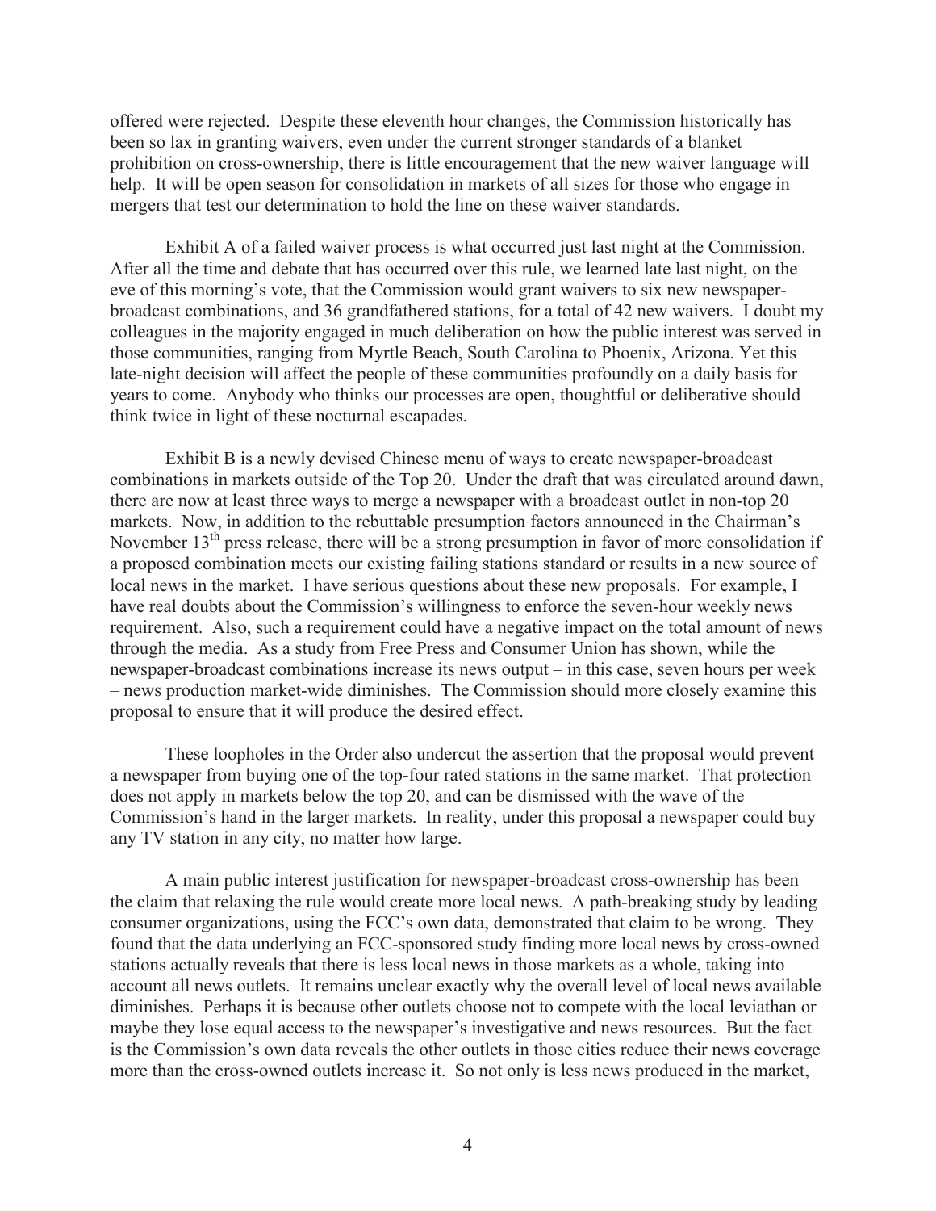offered were rejected. Despite these eleventh hour changes, the Commission historically has been so lax in granting waivers, even under the current stronger standards of a blanket prohibition on cross-ownership, there is little encouragement that the new waiver language will help. It will be open season for consolidation in markets of all sizes for those who engage in mergers that test our determination to hold the line on these waiver standards.

Exhibit A of a failed waiver process is what occurred just last night at the Commission. After all the time and debate that has occurred over this rule, we learned late last night, on the eve of this morning's vote, that the Commission would grant waivers to six new newspaper-broadcast combinations, and 36 grandfathered stations, for a total of 42 new waivers. I doubt my colleagues in the majority engaged in much deliberation on how the public interest was served in those communities, ranging from Myrtle Beach, South Carolina to Phoenix, Arizona. Yet this late-night decision will affect the people of these communities profoundly on a daily basis for years to come. Anybody who thinks our processes are open, thoughtful or deliberative should think twice in light of these nocturnal escapades.

Exhibit B is a newly devised Chinese menu of ways to create newspaper-broadcast combinations in markets outside of the Top 20. Under the draft that was circulated around dawn, there are now at least three ways to merge a newspaper with a broadcast outlet in non-top 20 markets. Now, in addition to the rebuttable presumption factors announced in the Chairman's November 13th press release, there will be a strong presumption in favor of more consolidation if a proposed combination meets our existing failing stations standard or results in a new source of local news in the market. I have serious questions about these new proposals. For example, I have real doubts about the Commission's willingness to enforce the seven-hour weekly news requirement. Also, such a requirement could have a negative impact on the total amount of news through the media. As a study from Free Press and Consumer Union has shown, while the newspaper-broadcast combinations increase its news output – in this case, seven hours per week – news production market-wide diminishes. The Commission should more closely examine this proposal to ensure that it will produce the desired effect.

These loopholes in the Order also undercut the assertion that the proposal would prevent a newspaper from buying one of the top-four rated stations in the same market. That protection does not apply in markets below the top 20, and can be dismissed with the wave of the Commission's hand in the larger markets. In reality, under this proposal a newspaper could buy any TV station in any city, no matter how large.

A main public interest justification for newspaper-broadcast cross-ownership has been the claim that relaxing the rule would create more local news. A path-breaking study by leading consumer organizations, using the FCC's own data, demonstrated that claim to be wrong. They found that the data underlying an FCC-sponsored study finding more local news by cross-owned stations actually reveals that there is less local news in those markets as a whole, taking into account all news outlets. It remains unclear exactly why the overall level of local news available diminishes. Perhaps it is because other outlets choose not to compete with the local leviathan or maybe they lose equal access to the newspaper's investigative and news resources. But the fact is the Commission's own data reveals the other outlets in those cities reduce their news coverage more than the cross-owned outlets increase it. So not only is less news produced in the market,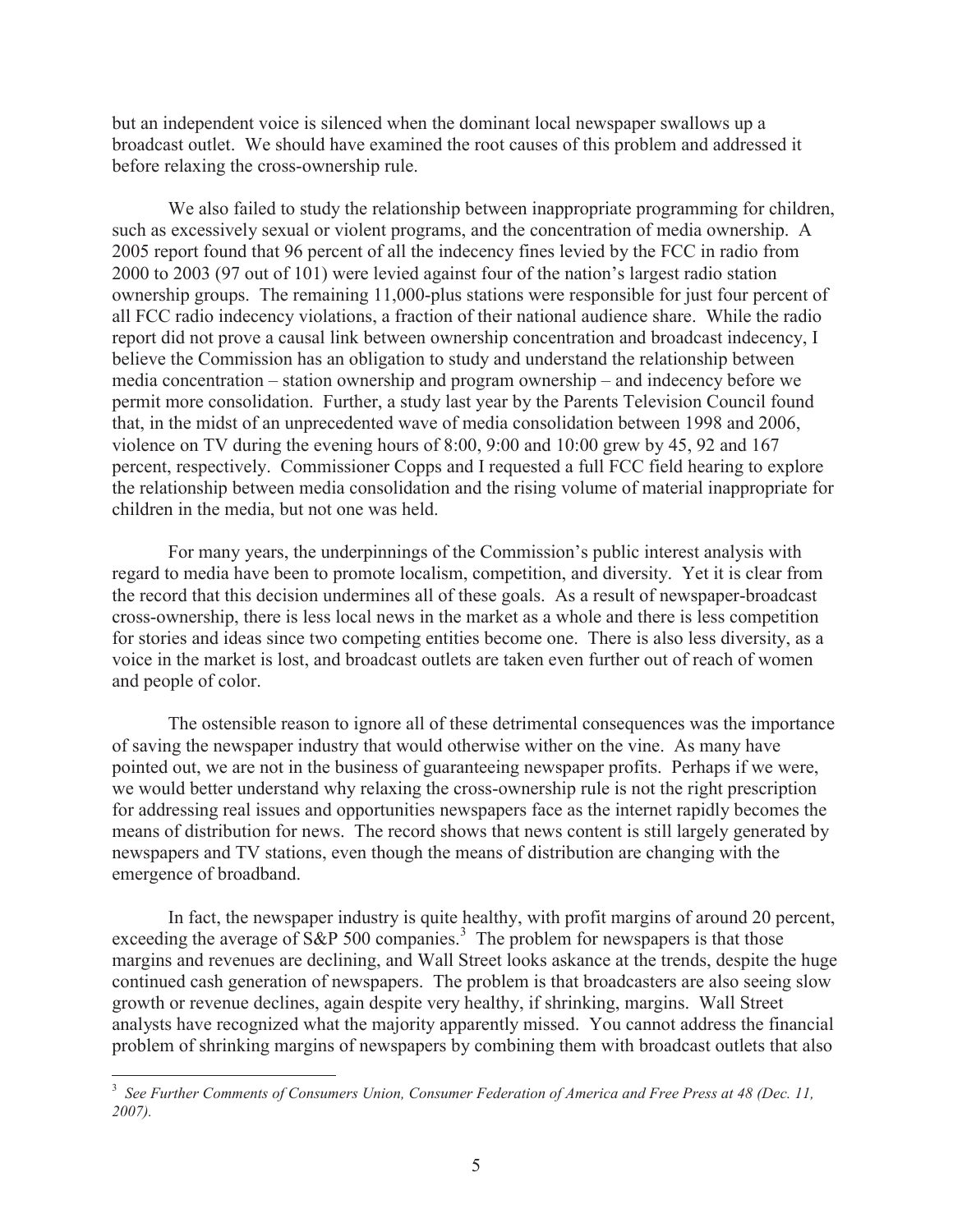but an independent voice is silenced when the dominant local newspaper swallows up a broadcast outlet. We should have examined the root causes of this problem and addressed it before relaxing the cross-ownership rule.

We also failed to study the relationship between inappropriate programming for children, such as excessively sexual or violent programs, and the concentration of media ownership. A 2005 report found that 96 percent of all the indecency fines levied by the FCC in radio from 2000 to 2003 (97 out of 101) were levied against four of the nation's largest radio station ownership groups. The remaining 11,000-plus stations were responsible for just four percent of all FCC radio indecency violations, a fraction of their national audience share. While the radio report did not prove a causal link between ownership concentration and broadcast indecency, I believe the Commission has an obligation to study and understand the relationship between media concentration – station ownership and program ownership – and indecency before we permit more consolidation. Further, a study last year by the Parents Television Council found that, in the midst of an unprecedented wave of media consolidation between 1998 and 2006, violence on TV during the evening hours of 8:00, 9:00 and 10:00 grew by 45, 92 and 167 percent, respectively. Commissioner Copps and I requested a full FCC field hearing to explore the relationship between media consolidation and the rising volume of material inappropriate for children in the media, but not one was held.

For many years, the underpinnings of the Commission's public interest analysis with regard to media have been to promote localism, competition, and diversity. Yet it is clear from the record that this decision undermines all of these goals. As a result of newspaper-broadcast cross-ownership, there is less local news in the market as a whole and there is less competition for stories and ideas since two competing entities become one. There is also less diversity, as a voice in the market is lost, and broadcast outlets are taken even further out of reach of women and people of color.

The ostensible reason to ignore all of these detrimental consequences was the importance of saving the newspaper industry that would otherwise wither on the vine. As many have pointed out, we are not in the business of guaranteeing newspaper profits. Perhaps if we were, we would better understand why relaxing the cross-ownership rule is not the right prescription for addressing real issues and opportunities newspapers face as the internet rapidly becomes the means of distribution for news. The record shows that news content is still largely generated by newspapers and TV stations, even though the means of distribution are changing with the emergence of broadband.

In fact, the newspaper industry is quite healthy, with profit margins of around 20 percent, exceeding the average of S&P 500 companies.[3] The problem for newspapers is that those margins and revenues are declining, and Wall Street looks askance at the trends, despite the huge continued cash generation of newspapers. The problem is that broadcasters are also seeing slow growth or revenue declines, again despite very healthy, if shrinking, margins. Wall Street analysts have recognized what the majority apparently missed. You cannot address the financial problem of shrinking margins of newspapers by combining them with broadcast outlets that also

---

[3] *See Further Comments of Consumers Union, Consumer Federation of America and Free Press at 48 (Dec. 11, 2007).*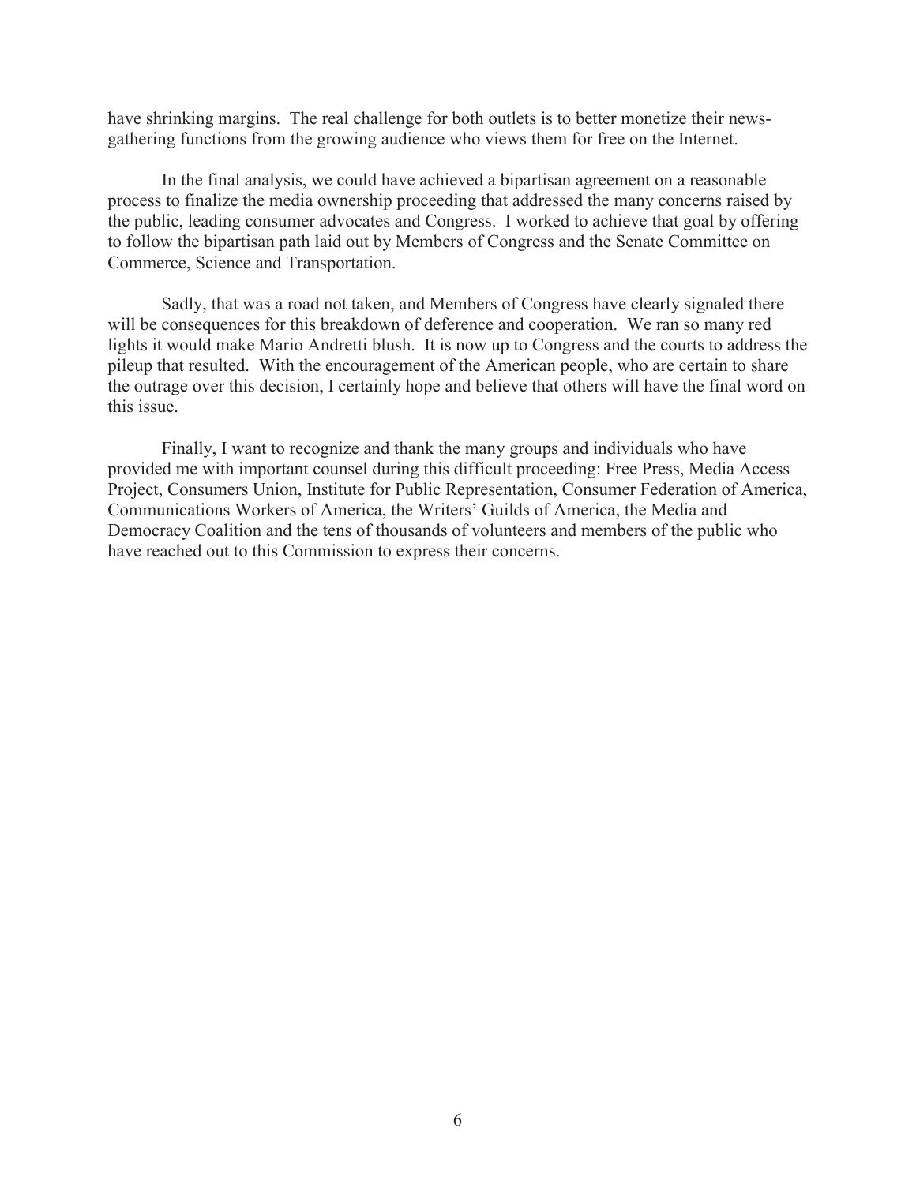have shrinking margins. The real challenge for both outlets is to better monetize their news-gathering functions from the growing audience who views them for free on the Internet.

In the final analysis, we could have achieved a bipartisan agreement on a reasonable process to finalize the media ownership proceeding that addressed the many concerns raised by the public, leading consumer advocates and Congress. I worked to achieve that goal by offering to follow the bipartisan path laid out by Members of Congress and the Senate Committee on Commerce, Science and Transportation.

Sadly, that was a road not taken, and Members of Congress have clearly signaled there will be consequences for this breakdown of deference and cooperation. We ran so many red lights it would make Mario Andretti blush. It is now up to Congress and the courts to address the pileup that resulted. With the encouragement of the American people, who are certain to share the outrage over this decision, I certainly hope and believe that others will have the final word on this issue.

Finally, I want to recognize and thank the many groups and individuals who have provided me with important counsel during this difficult proceeding: Free Press, Media Access Project, Consumers Union, Institute for Public Representation, Consumer Federation of America, Communications Workers of America, the Writers' Guilds of America, the Media and Democracy Coalition and the tens of thousands of volunteers and members of the public who have reached out to this Commission to express their concerns.